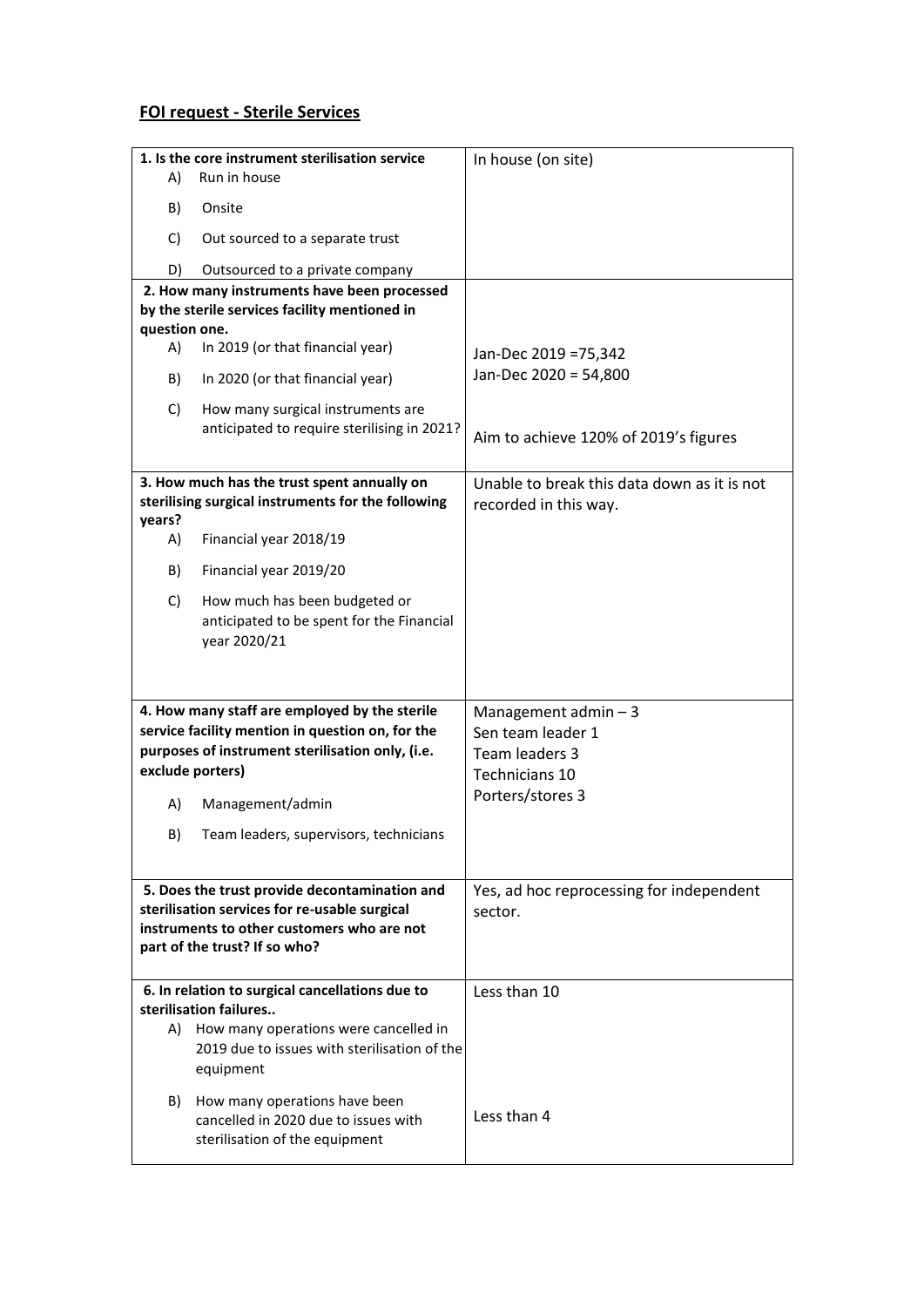## FOI request - Sterile Services

| | |
|---|---|
| **1. Is the core instrument sterilisation service**<br>A) Run in house<br>B) Onsite<br>C) Out sourced to a separate trust<br>D) Outsourced to a private company | In house (on site) |
| **2. How many instruments have been processed by the sterile services facility mentioned in question one.**<br>A) In 2019 (or that financial year)<br>B) In 2020 (or that financial year)<br>C) How many surgical instruments are anticipated to require sterilising in 2021? | Jan-Dec 2019 =75,342<br>Jan-Dec 2020 = 54,800<br><br>Aim to achieve 120% of 2019's figures |
| **3. How much has the trust spent annually on sterilising surgical instruments for the following years?**<br>A) Financial year 2018/19<br>B) Financial year 2019/20<br>C) How much has been budgeted or anticipated to be spent for the Financial year 2020/21 | Unable to break this data down as it is not recorded in this way. |
| **4. How many staff are employed by the sterile service facility mention in question on, for the purposes of instrument sterilisation only, (i.e. exclude porters)**<br>A) Management/admin<br>B) Team leaders, supervisors, technicians | Management admin – 3<br>Sen team leader 1<br>Team leaders 3<br>Technicians 10<br>Porters/stores 3 |
| **5. Does the trust provide decontamination and sterilisation services for re-usable surgical instruments to other customers who are not part of the trust? If so who?** | Yes, ad hoc reprocessing for independent sector. |
| **6. In relation to surgical cancellations due to sterilisation failures..**<br>A) How many operations were cancelled in 2019 due to issues with sterilisation of the equipment<br>B) How many operations have been cancelled in 2020 due to issues with sterilisation of the equipment | Less than 10<br><br>Less than 4 |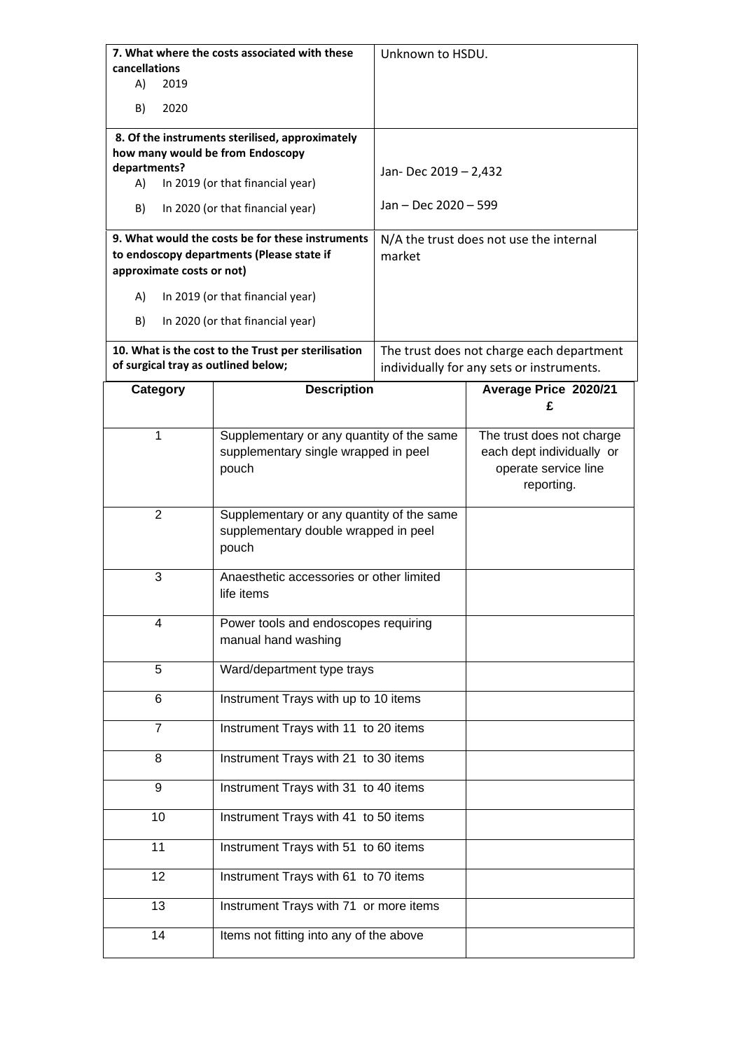| | |
|---|---|
| **7. What where the costs associated with these cancellations**<br>A) 2019<br>B) 2020 | Unknown to HSDU. |
| **8. Of the instruments sterilised, approximately how many would be from Endoscopy departments?**<br>A) In 2019 (or that financial year)<br>B) In 2020 (or that financial year) | Jan- Dec 2019 – 2,432<br>Jan – Dec 2020 – 599 |
| **9. What would the costs be for these instruments to endoscopy departments (Please state if approximate costs or not)**<br>A) In 2019 (or that financial year)<br>B) In 2020 (or that financial year) | N/A the trust does not use the internal market |
| **10. What is the cost to the Trust per sterilisation of surgical tray as outlined below;** | The trust does not charge each department individually for any sets or instruments. |

| Category | Description | Average Price 2020/21 £ |
|---|---|---|
| 1 | Supplementary or any quantity of the same supplementary single wrapped in peel pouch | The trust does not charge each dept individually or operate service line reporting. |
| 2 | Supplementary or any quantity of the same supplementary double wrapped in peel pouch | |
| 3 | Anaesthetic accessories or other limited life items | |
| 4 | Power tools and endoscopes requiring manual hand washing | |
| 5 | Ward/department type trays | |
| 6 | Instrument Trays with up to 10 items | |
| 7 | Instrument Trays with 11 to 20 items | |
| 8 | Instrument Trays with 21 to 30 items | |
| 9 | Instrument Trays with 31 to 40 items | |
| 10 | Instrument Trays with 41 to 50 items | |
| 11 | Instrument Trays with 51 to 60 items | |
| 12 | Instrument Trays with 61 to 70 items | |
| 13 | Instrument Trays with 71 or more items | |
| 14 | Items not fitting into any of the above | |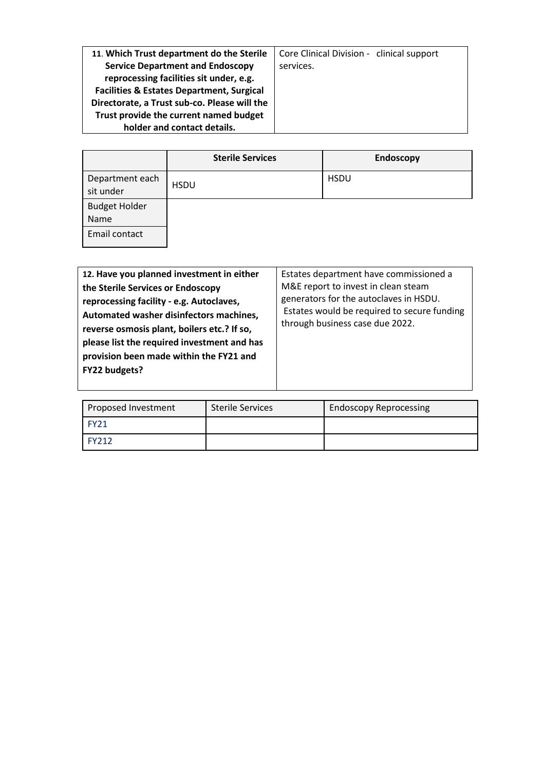| | |
|---|---|
| **11. Which Trust department do the Sterile Service Department and Endoscopy reprocessing facilities sit under, e.g. Facilities & Estates Department, Surgical Directorate, a Trust sub-co. Please will the Trust provide the current named budget holder and contact details.** | Core Clinical Division - clinical support services. |

| | Sterile Services | Endoscopy |
|---|---|---|
| Department each sit under | HSDU | HSDU |
| Budget Holder Name | | |
| Email contact | | |

| | |
|---|---|
| **12. Have you planned investment in either the Sterile Services or Endoscopy reprocessing facility - e.g. Autoclaves, Automated washer disinfectors machines, reverse osmosis plant, boilers etc.? If so, please list the required investment and has provision been made within the FY21 and FY22 budgets?** | Estates department have commissioned a M&E report to invest in clean steam generators for the autoclaves in HSDU. Estates would be required to secure funding through business case due 2022. |

| Proposed Investment | Sterile Services | Endoscopy Reprocessing |
|---|---|---|
| FY21 | | |
| FY212 | | |